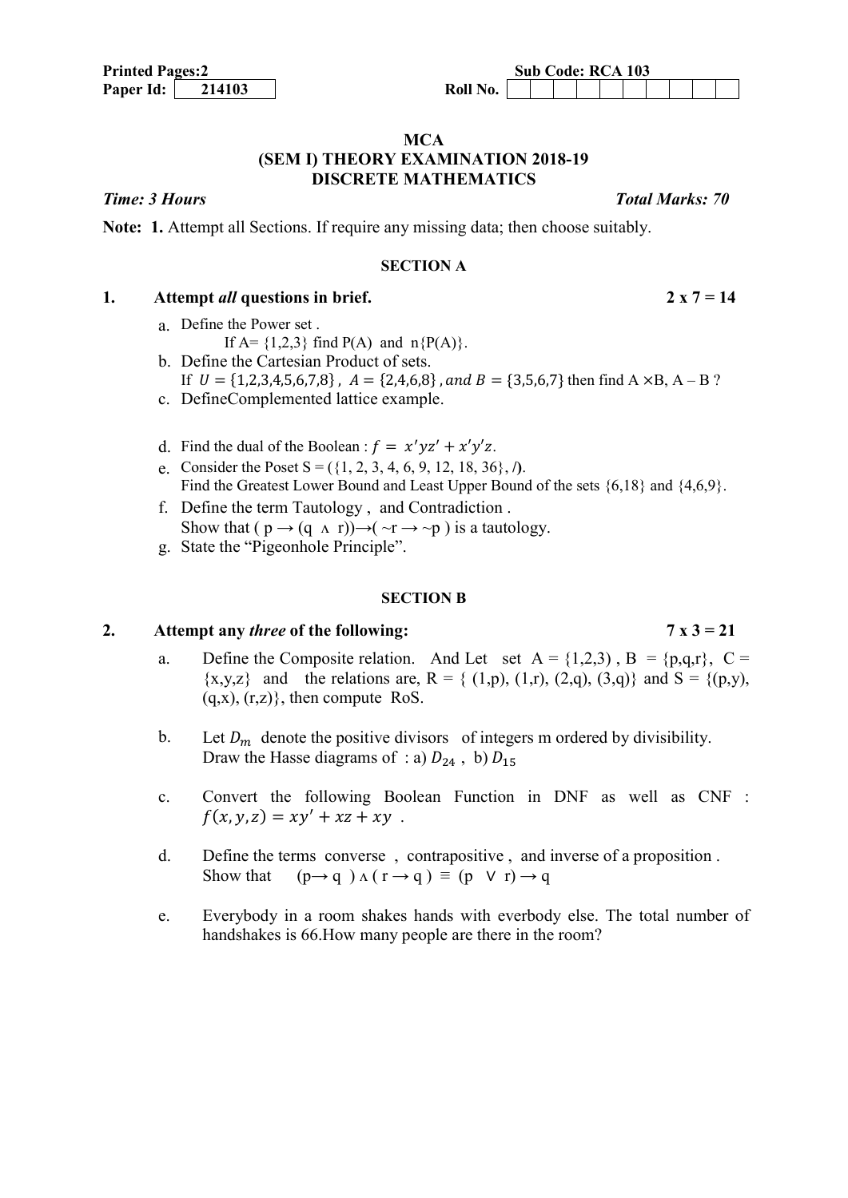**Printed Pages:2** **Sub Code: RCA 103**

**Paper Id: 214103** **Roll No.**

# MCA
## (SEM I) THEORY EXAMINATION 2018-19
## DISCRETE MATHEMATICS

***Time: 3 Hours*** ***Total Marks: 70***

**Note: 1.** Attempt all Sections. If require any missing data; then choose suitably.

### SECTION A

**1. Attempt *all* questions in brief. 2 x 7 = 14**

a. Define the Power set .
   If A= {1,2,3} find P(A) and n{P(A)}.

b. Define the Cartesian Product of sets.
   If $U = \{1,2,3,4,5,6,7,8\}$ , $A = \{2,4,6,8\}$ , *and* $B = \{3,5,6,7\}$ then find A ×B, A – B ?

c. DefineComplemented lattice example.

d. Find the dual of the Boolean : $f = x'yz' + x'y'z$.

e. Consider the Poset S = ({1, 2, 3, 4, 6, 9, 12, 18, 36}, /).
   Find the Greatest Lower Bound and Least Upper Bound of the sets {6,18} and {4,6,9}.

f. Define the term Tautology , and Contradiction .
   Show that ( p → (q ∧ r))→( ~r → ~p ) is a tautology.

g. State the "Pigeonhole Principle".

### SECTION B

**2. Attempt any *three* of the following: 7 x 3 = 21**

a. Define the Composite relation. And Let set A = {1,2,3) , B = {p,q,r}, C = {x,y,z} and the relations are, R = { (1,p), (1,r), (2,q), (3,q)} and S = {(p,y), (q,x), (r,z)}, then compute RoS.

b. Let $D_m$ denote the positive divisors of integers m ordered by divisibility.
   Draw the Hasse diagrams of : a) $D_{24}$ , b) $D_{15}$

c. Convert the following Boolean Function in DNF as well as CNF : $f(x, y, z) = xy' + xz + xy$ .

d. Define the terms converse , contrapositive , and inverse of a proposition .
   Show that (p→ q ) ∧ ( r → q ) ≡ (p ∨ r) → q

e. Everybody in a room shakes hands with everbody else. The total number of handshakes is 66.How many people are there in the room?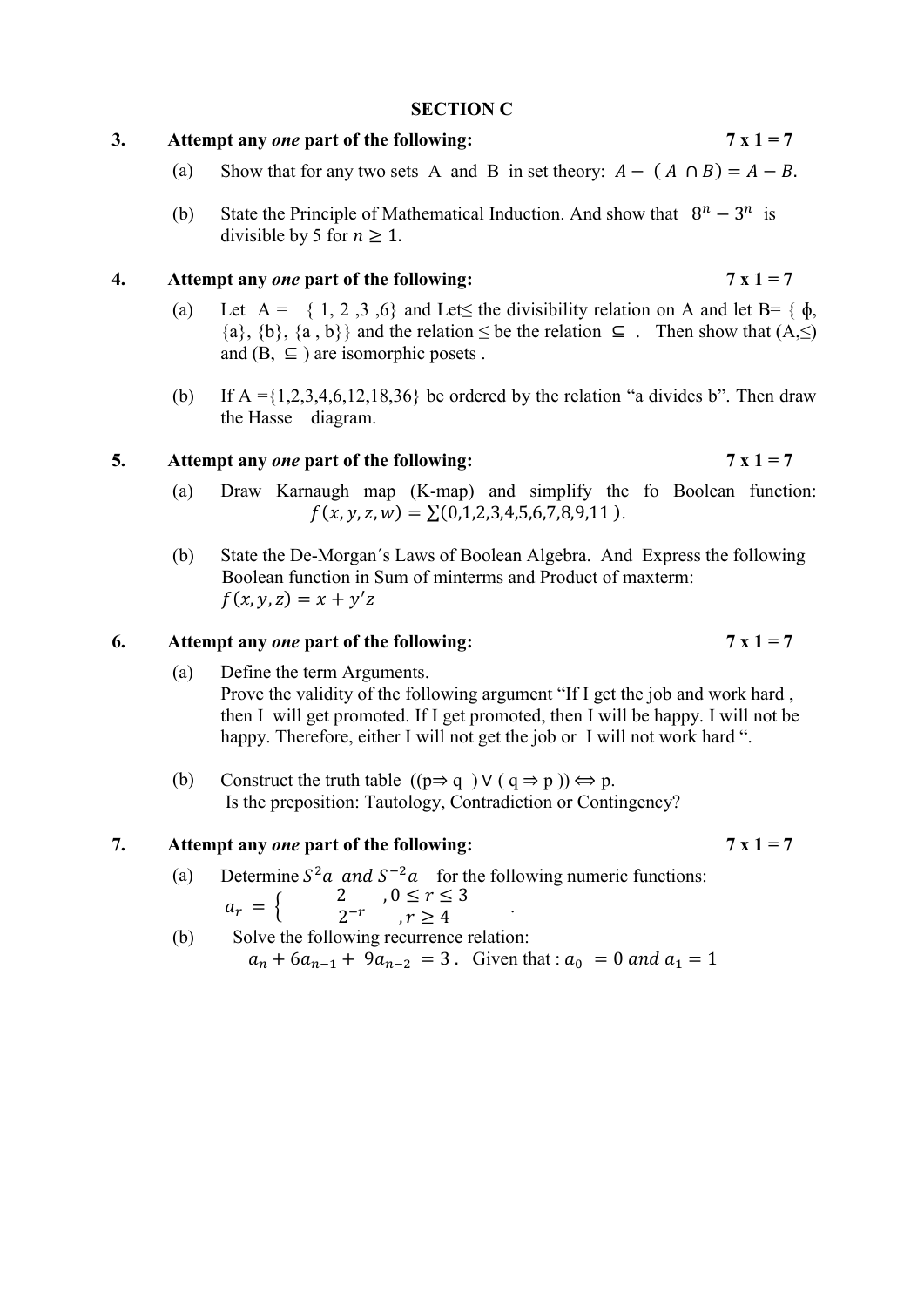## SECTION C

**3. Attempt any *one* part of the following: 7 x 1 = 7**

(a) Show that for any two sets A and B in set theory: $A - (A \cap B) = A - B$.

(b) State the Principle of Mathematical Induction. And show that $8^n - 3^n$ is divisible by 5 for $n \geq 1$.

**4. Attempt any *one* part of the following: 7 x 1 = 7**

(a) Let A = { 1, 2 ,3 ,6} and Let≤ the divisibility relation on A and let B= { ϕ, {a}, {b}, {a , b}} and the relation ≤ be the relation ⊆ . Then show that (A,≤) and (B, ⊆ ) are isomorphic posets .

(b) If A ={1,2,3,4,6,12,18,36} be ordered by the relation "a divides b". Then draw the Hasse diagram.

**5. Attempt any *one* part of the following: 7 x 1 = 7**

(a) Draw Karnaugh map (K-map) and simplify the fo Boolean function:
$$f(x, y, z, w) = \sum(0,1,2,3,4,5,6,7,8,9,11).$$

(b) State the De-Morgan´s Laws of Boolean Algebra. And Express the following Boolean function in Sum of minterms and Product of maxterm:
$f(x, y, z) = x + y'z$

**6. Attempt any *one* part of the following: 7 x 1 = 7**

(a) Define the term Arguments.
Prove the validity of the following argument "If I get the job and work hard , then I will get promoted. If I get promoted, then I will be happy. I will not be happy. Therefore, either I will not get the job or I will not work hard ".

(b) Construct the truth table $((p \Rightarrow q) \vee (q \Rightarrow p)) \Leftrightarrow p$.
Is the preposition: Tautology, Contradiction or Contingency?

**7. Attempt any *one* part of the following: 7 x 1 = 7**

(a) Determine $S^2a$ *and* $S^{-2}a$ for the following numeric functions:
$$a_r = \begin{cases} 2 & , 0 \leq r \leq 3 \\ 2^{-r} & , r \geq 4 \end{cases}$$

(b) Solve the following recurrence relation:
$a_n + 6a_{n-1} + 9a_{n-2} = 3$ . Given that : $a_0 = 0$ *and* $a_1 = 1$